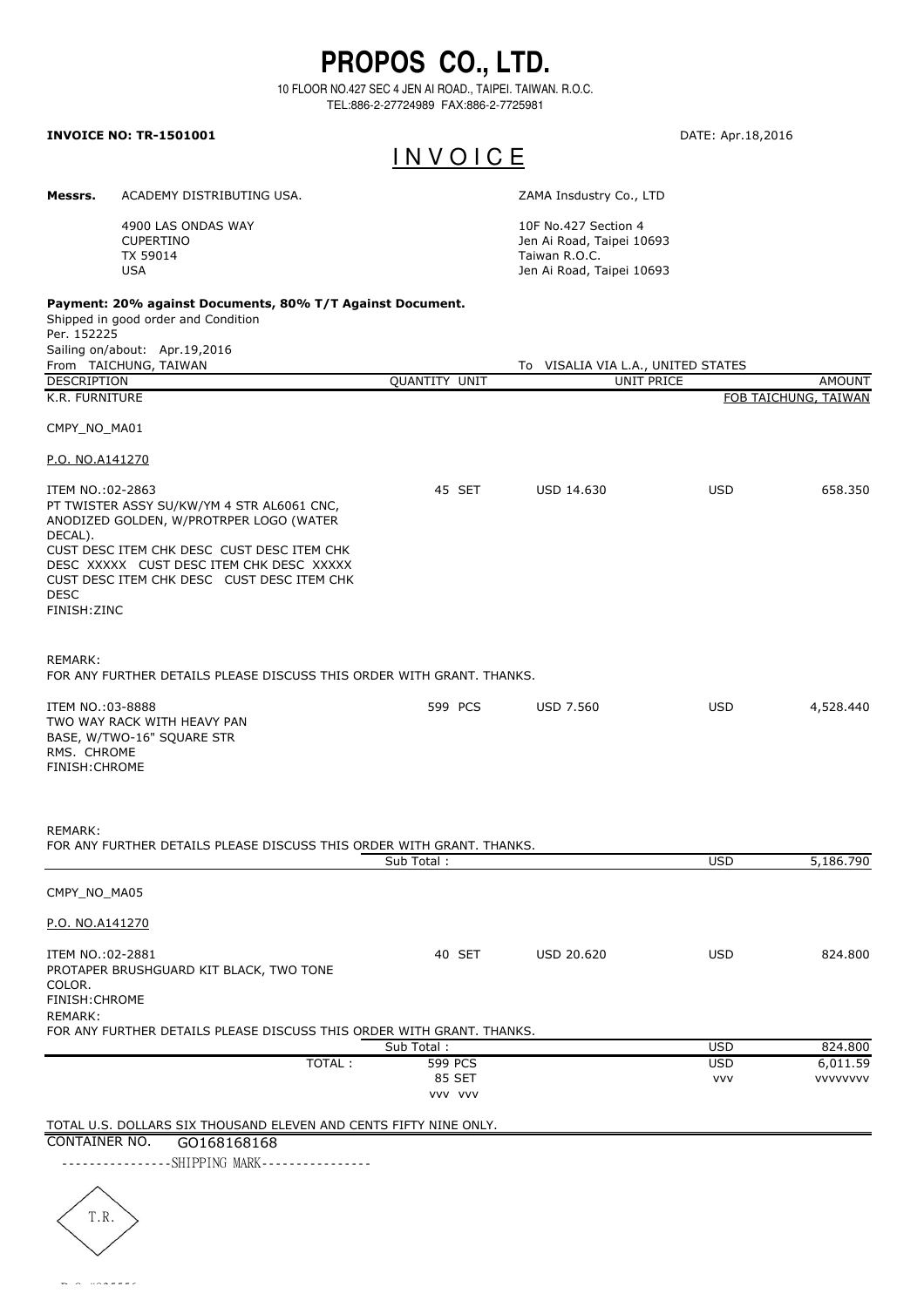# PROPOS CO., LTD.

10 FLOOR NO.427 SEC 4 JEN AI ROAD., TAIPEI. TAIWAN. R.O.C.
TEL:886-2-27724989 FAX:886-2-7725981

**INVOICE NO: TR-1501001** DATE: Apr.18,2016

## INVOICE

**Messrs.** ACADEMY DISTRIBUTING USA.

4900 LAS ONDAS WAY
CUPERTINO
TX 59014
USA

ZAMA Insdustry Co., LTD

10F No.427 Section 4
Jen Ai Road, Taipei 10693
Taiwan R.O.C.
Jen Ai Road, Taipei 10693

**Payment: 20% against Documents, 80% T/T Against Document.**
Shipped in good order and Condition
Per. 152225
Sailing on/about: Apr.19,2016
From TAICHUNG, TAIWAN To VISALIA VIA L.A., UNITED STATES

| DESCRIPTION | QUANTITY UNIT | UNIT PRICE | | AMOUNT |
|---|---|---|---|---|
| K.R. FURNITURE | | | | FOB TAICHUNG, TAIWAN |
| CMPY_NO_MA01 | | | | |
| P.O. NO.A141270 | | | | |
| ITEM NO.:02-2863<br>PT TWISTER ASSY SU/KW/YM 4 STR AL6061 CNC, ANODIZED GOLDEN, W/PROTRPER LOGO (WATER DECAL).<br>CUST DESC ITEM CHK DESC CUST DESC ITEM CHK DESC XXXXX CUST DESC ITEM CHK DESC XXXXX CUST DESC ITEM CHK DESC CUST DESC ITEM CHK DESC<br>FINISH:ZINC | 45 SET | USD 14.630 | USD | 658.350 |
| REMARK:<br>FOR ANY FURTHER DETAILS PLEASE DISCUSS THIS ORDER WITH GRANT. THANKS. | | | | |
| ITEM NO.:03-8888<br>TWO WAY RACK WITH HEAVY PAN BASE, W/TWO-16" SQUARE STR RMS. CHROME<br>FINISH:CHROME | 599 PCS | USD 7.560 | USD | 4,528.440 |
| REMARK:<br>FOR ANY FURTHER DETAILS PLEASE DISCUSS THIS ORDER WITH GRANT. THANKS. | | | | |
| | Sub Total : | | USD | 5,186.790 |
| CMPY_NO_MA05 | | | | |
| P.O. NO.A141270 | | | | |
| ITEM NO.:02-2881<br>PROTAPER BRUSHGUARD KIT BLACK, TWO TONE COLOR.<br>FINISH:CHROME | 40 SET | USD 20.620 | USD | 824.800 |
| REMARK:<br>FOR ANY FURTHER DETAILS PLEASE DISCUSS THIS ORDER WITH GRANT. THANKS. | | | | |
| | Sub Total : | | USD | 824.800 |
| TOTAL : | 599 PCS<br>85 SET<br>VVV VVV | | USD<br>VVV | 6,011.59<br>VVVVVVVV |

TOTAL U.S. DOLLARS SIX THOUSAND ELEVEN AND CENTS FIFTY NINE ONLY.

CONTAINER NO. GO168168168

----------------SHIPPING MARK----------------

T.R.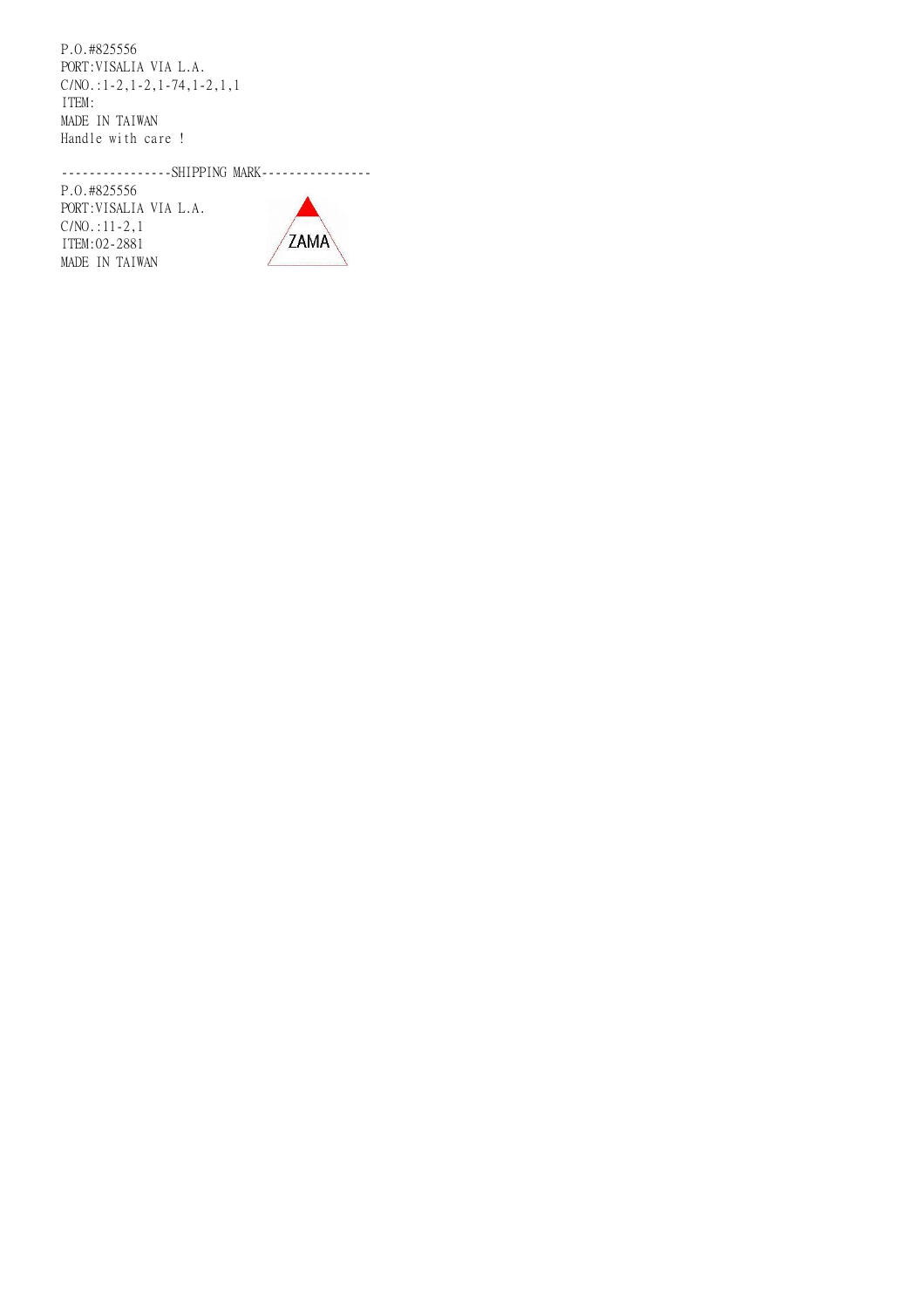P.O.#825556
PORT:VISALIA VIA L.A.
C/NO.:1-2,1-2,1-74,1-2,1,1
ITEM:
MADE IN TAIWAN
Handle with care !

----------------SHIPPING MARK----------------

P.O.#825556
PORT:VISALIA VIA L.A.
C/NO.:11-2,1
ITEM:02-2881
MADE IN TAIWAN

ZAMA